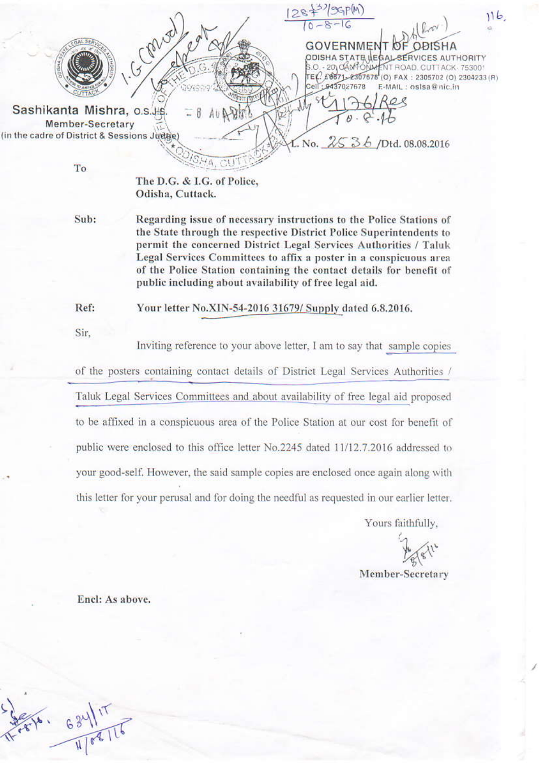**GOVERNMENT OF ODISHA**
ODISHA STATE LEGAL SERVICES AUTHORITY
S.O. - 20, CANTONMENT ROAD, CUTTACK- 753001
TEL: 0671-2307678 (O) FAX : 2305702 (O) 2304233 (R)
Cell : 9437027678 E-MAIL : oslsa@nic.in

**Sashikanta Mishra, O.S.J.S.**
Member-Secretary
(in the cadre of District & Sessions Judge)

L. No. 2536 /Dtd. 08.08.2016

To

**The D.G. & I.G. of Police,**
**Odisha, Cuttack.**

**Sub:** **Regarding issue of necessary instructions to the Police Stations of the State through the respective District Police Superintendents to permit the concerned District Legal Services Authorities / Taluk Legal Services Committees to affix a poster in a conspicuous area of the Police Station containing the contact details for benefit of public including about availability of free legal aid.**

**Ref:** **Your letter No.XIN-54-2016 31679/ Supply dated 6.8.2016.**

Sir,

Inviting reference to your above letter, I am to say that sample copies of the posters containing contact details of District Legal Services Authorities / Taluk Legal Services Committees and about availability of free legal aid proposed to be affixed in a conspicuous area of the Police Station at our cost for benefit of public were enclosed to this office letter No.2245 dated 11/12.7.2016 addressed to your good-self. However, the said sample copies are enclosed once again along with this letter for your perusal and for doing the needful as requested in our earlier letter.

Yours faithfully,

Member-Secretary

**Encl: As above.**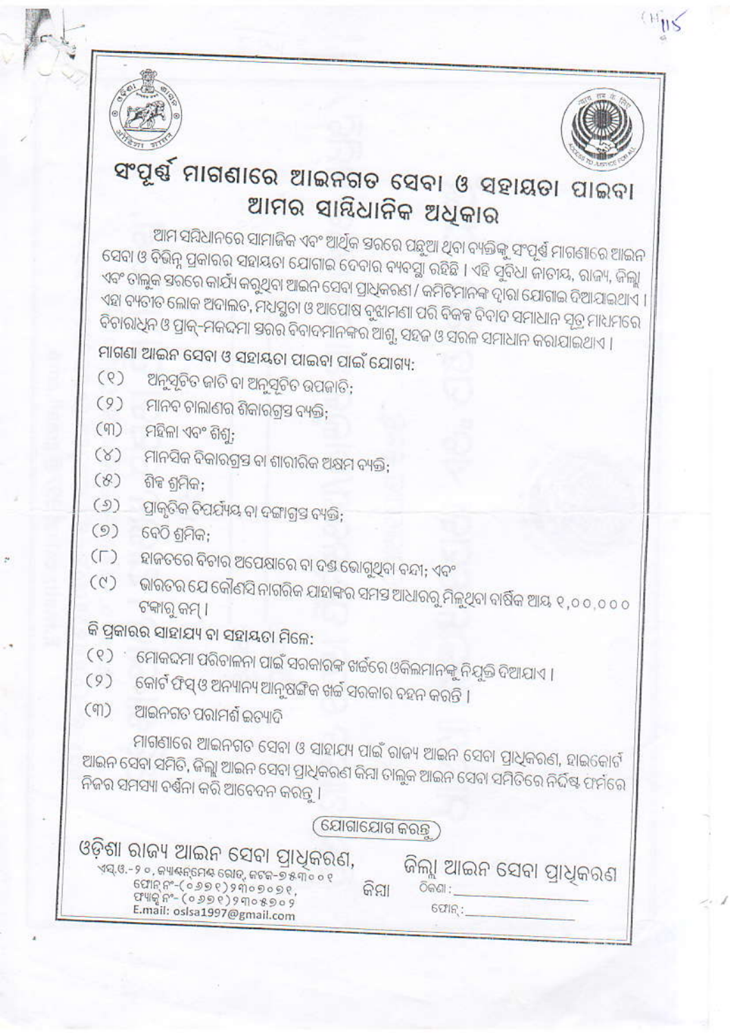# ସଂପୂର୍ଣ୍ଣ ମାଗଣାରେ ଆଇନଗତ ସେବା ଓ ସହାୟତା ପାଇବା ଆମର ସାମ୍ବିଧାନିକ ଅଧିକାର

ଆମ ସମ୍ବିଧାନରେ ସାମାଜିକ ଏବଂ ଆର୍ଥିକ ସ୍ତରରେ ପଛୁଆ ଥିବା ବ୍ୟକ୍ତିଙ୍କୁ ସଂପୂର୍ଣ୍ଣ ମାଗଣାରେ ଆଇନ ସେବା ଓ ବିଭିନ୍ନ ପ୍ରକାରର ସହାୟତା ଯୋଗାଇ ଦେବାର ବ୍ୟବସ୍ଥା ରହିଛି । ଏହି ସୁବିଧା ଜାତୀୟ, ରାଜ୍ୟ, ଜିଲ୍ଲା ଏବଂ ତାଲୁକ ସ୍ତରରେ କାର୍ଯ୍ୟ କରୁଥିବା ଆଇନ ସେବା ପ୍ରାଧିକରଣ / କମିଟିମାନଙ୍କ ଦ୍ୱାରା ଯୋଗାଇ ଦିଆଯାଇଥାଏ । ଏହା ବ୍ୟତୀତ ଲୋକ ଅଦାଲତ, ମଧ୍ୟସ୍ଥତା ଓ ଆପୋଷ ବୁଝାମଣା ପରି ବିକଳ୍ପ ବିବାଦ ସମାଧାନ ସୂତ୍ର ମାଧ୍ୟମରେ ବିଚାରାଧିନ ଓ ପ୍ରାକ୍-ମକଦ୍ଦମା ସ୍ତରର ବିବାଦମାନଙ୍କର ଆଶୁ, ସହଜ ଓ ସରଳ ସମାଧାନ କରାଯାଇଥାଏ ।

**ମାଗଣା ଆଇନ ସେବା ଓ ସହାୟତା ପାଇବା ପାଇଁ ଯୋଗ୍ୟ:**

(୧) ଅନୁସୂଚିତ ଜାତି ବା ଅନୁସୂଚିତ ଉପଜାତି;
(୨) ମାନବ ଚାଲାଣର ଶିକାରଗ୍ରସ୍ତ ବ୍ୟକ୍ତି;
(୩) ମହିଳା ଏବଂ ଶିଶୁ;
(୪) ମାନସିକ ବିକାରଗ୍ରସ୍ତ ବା ଶାରୀରିକ ଅକ୍ଷମ ବ୍ୟକ୍ତି;
(୫) ଶିଳ୍ପ ଶ୍ରମିକ;
(୬) ପ୍ରାକୃତିକ ବିପର୍ଯ୍ୟୟ ବା ଦଙ୍ଗାଗ୍ରସ୍ତ ବ୍ୟକ୍ତି;
(୭) ବେଠି ଶ୍ରମିକ;
(୮) ହାଜତରେ ବିଚାର ଅପେକ୍ଷାରେ ବା ଦଣ୍ଡ ଭୋଗୁଥିବା ବନ୍ଦୀ; ଏବଂ
(୯) ଭାରତର ଯେ କୌଣସି ନାଗରିକ ଯାହାଙ୍କର ସମସ୍ତ ଆଧାରରୁ ମିଳୁଥିବା ବାର୍ଷିକ ଆୟ ୧,୦୦,୦୦୦ ଟଙ୍କାରୁ କମ୍ ।

**କି ପ୍ରକାରର ସାହାଯ୍ୟ ବା ସହାୟତା ମିଳେ:**

(୧) ମୋକଦ୍ଦମା ପରିଚାଳନା ପାଇଁ ସରକାରଙ୍କ ଖର୍ଚ୍ଚରେ ଓକିଲମାନଙ୍କୁ ନିଯୁକ୍ତି ଦିଆଯାଏ ।
(୨) କୋର୍ଟ ଫିସ୍ ଓ ଅନ୍ୟାନ୍ୟ ଆନୁଷଙ୍ଗିକ ଖର୍ଚ୍ଚ ସରକାର ବହନ କରନ୍ତି ।
(୩) ଆଇନଗତ ପରାମର୍ଶ ଇତ୍ୟାଦି

ମାଗଣାରେ ଆଇନଗତ ସେବା ଓ ସାହାଯ୍ୟ ପାଇଁ ରାଜ୍ୟ ଆଇନ ସେବା ପ୍ରାଧିକରଣ, ହାଇକୋର୍ଟ ଆଇନ ସେବା ସମିତି, ଜିଲ୍ଲା ଆଇନ ସେବା ପ୍ରାଧିକରଣ କିମ୍ବା ତାଲୁକ ଆଇନ ସେବା ସମିତିରେ ନିର୍ଦ୍ଦିଷ୍ଟ ଫର୍ମରେ ନିଜର ସମସ୍ୟା ବର୍ଣ୍ଣନା କରି ଆବେଦନ କରନ୍ତୁ ।

**ଯୋଗାଯୋଗ କରନ୍ତୁ**

**ଓଡ଼ିଶା ରାଜ୍ୟ ଆଇନ ସେବା ପ୍ରାଧିକରଣ,**
ଏସ୍.ଓ.-୨୦, କ୍ୟାଣ୍ଟନ୍‌ମେଣ୍ଟ ରୋଡ୍, କଟକ-୭୫୩୦୦୧
ଫୋନ୍ ନଂ-(୦୬୭୧)୨୩୦୭୦୬୧,
ଫ୍ୟାକ୍ସ ନଂ-(୦୬୭୧)୨୩୦୫୭୦୨
E.mail: oslsa1997@gmail.com

କିମ୍ବା

**ଜିଲ୍ଲା ଆଇନ ସେବା ପ୍ରାଧିକରଣ**
ଠିକଣା : ____________
ଫୋନ୍ : ____________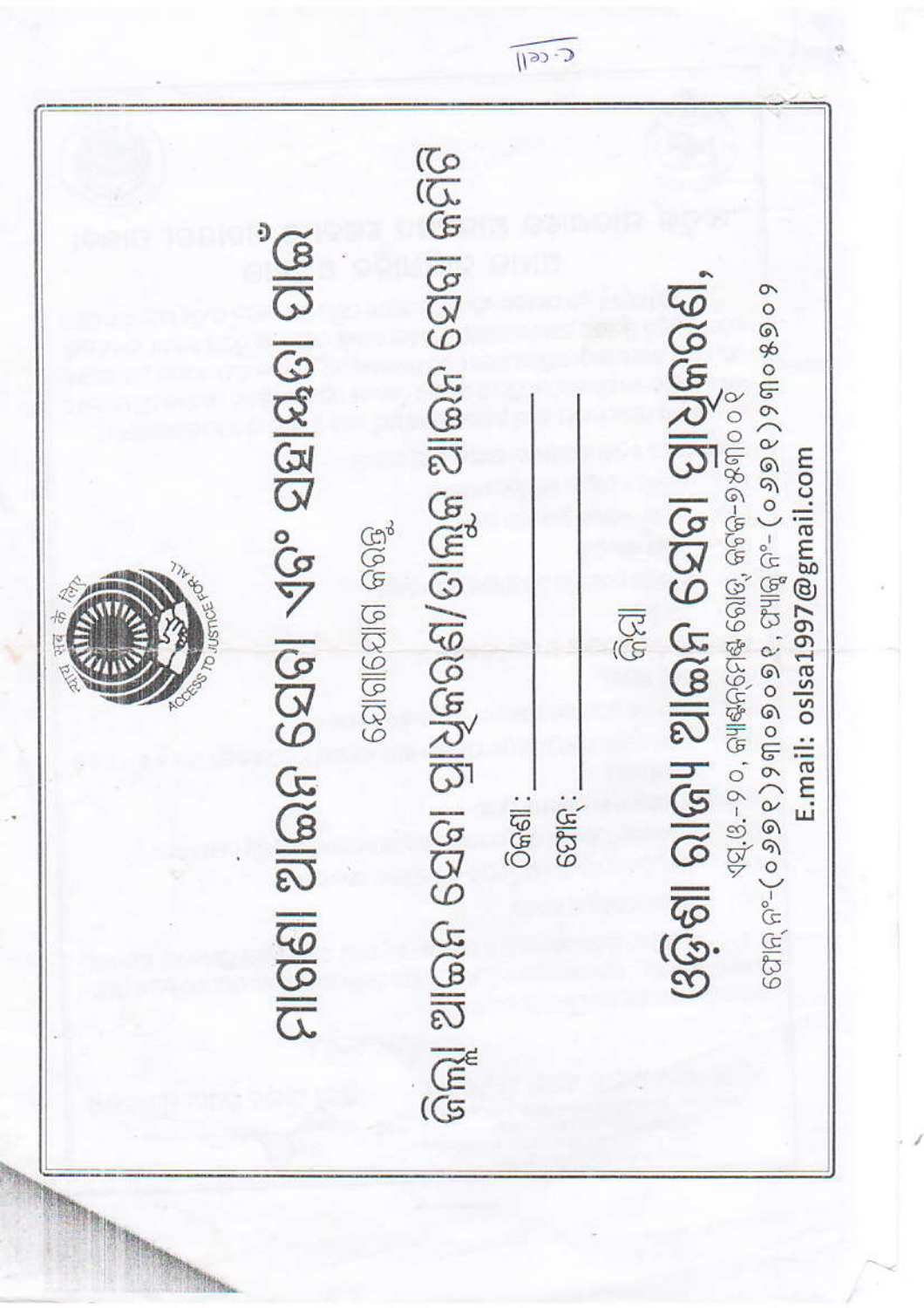# ମାଗଣା ଆଇନ ସେବା ଏବଂ ସହାୟତା ପାଇଁ

ଯୋଗାଯୋଗ କରନ୍ତୁ

## ଜିଲ୍ଲା ଆଇନ ସେବା ପ୍ରାଧିକରଣ/ତାଲୁକ ଆଇନ ସେବା କମିଟି

ଠିକଣା: ____________________

ଫୋନ୍: ____________________

ଜିଲ୍ଲା

## ଓଡ଼ିଶା ରାଜ୍ୟ ଆଇନ ସେବା ପ୍ରାଧିକରଣ,

ଏସ୍.ଉ.-୨୦, କ୍ୟାଣ୍ଟନମେଣ୍ଟ ରୋଡ୍, କଟକ-୭୫୩୦୦୧

ଫୋନ୍ ନଂ-(୦୬୭୨)୨୩୦୭୦୬୭, ଫ୍ୟାକ୍ସ ନଂ-(୦୬୭୨)୨୩୦୪୬୦୭

E.mail: oslsa1997@gmail.com